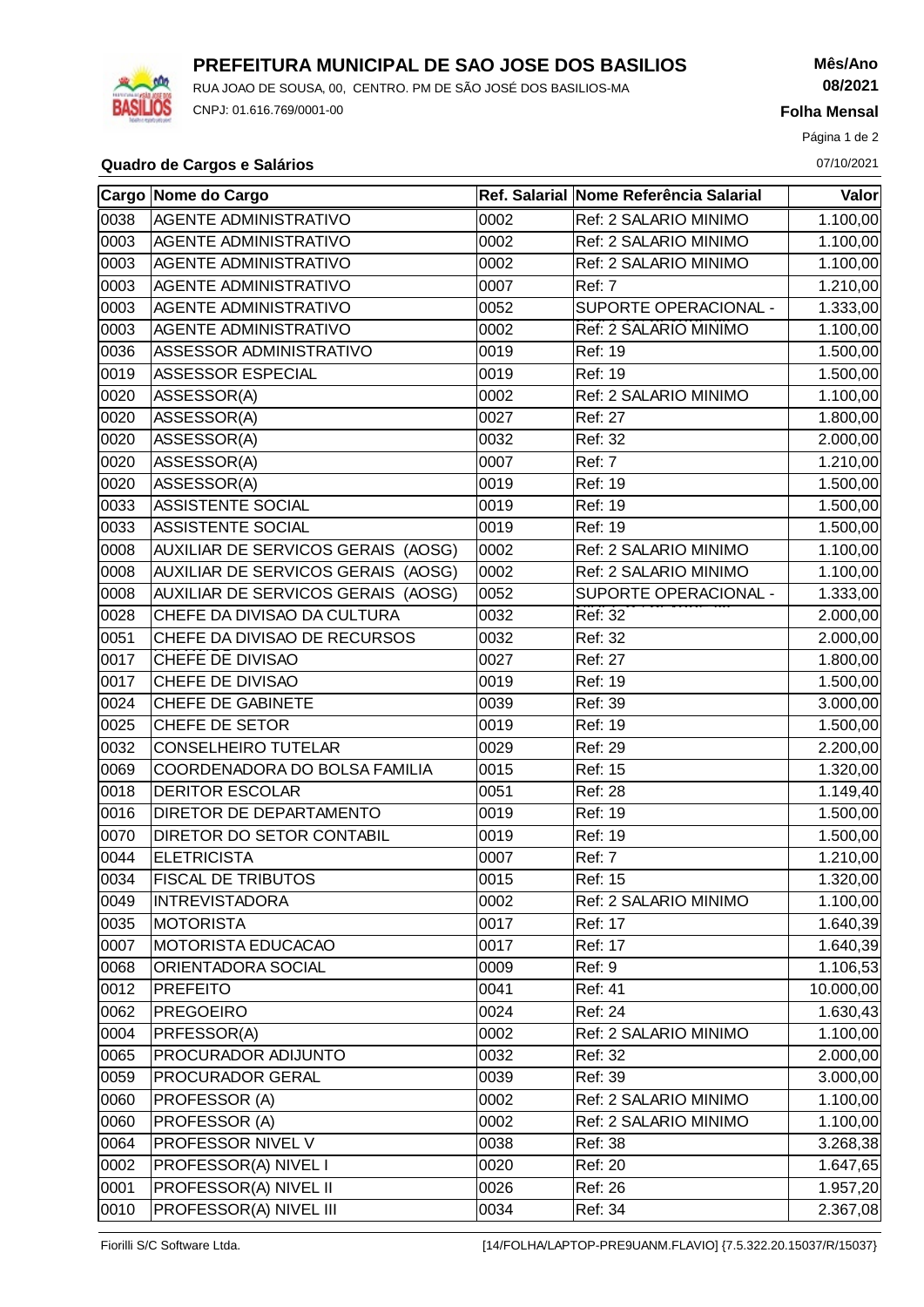# PREFEITURA MUNICIPAL DE SAO JOSE DOS BASILIOS

RUA JOAO DE SOUSA, 00, CENTRO. PM DE SÃO JOSÉ DOS BASILIOS-MA

CNPJ: 01.616.769/0001-00

**Mês/Ano**
**08/2021**

**Folha Mensal**

07/10/2021

## Quadro de Cargos e Salários

| Cargo | Nome do Cargo | Ref. Salarial | Nome Referência Salarial | Valor |
|---|---|---|---|---|
| 0038 | AGENTE ADMINISTRATIVO | 0002 | Ref: 2 SALARIO MINIMO | 1.100,00 |
| 0003 | AGENTE ADMINISTRATIVO | 0002 | Ref: 2 SALARIO MINIMO | 1.100,00 |
| 0003 | AGENTE ADMINISTRATIVO | 0002 | Ref: 2 SALARIO MINIMO | 1.100,00 |
| 0003 | AGENTE ADMINISTRATIVO | 0007 | Ref: 7 | 1.210,00 |
| 0003 | AGENTE ADMINISTRATIVO | 0052 | SUPORTE OPERACIONAL - | 1.333,00 |
| 0003 | AGENTE ADMINISTRATIVO | 0002 | Ref: 2 SALARIO MINIMO | 1.100,00 |
| 0036 | ASSESSOR ADMINISTRATIVO | 0019 | Ref: 19 | 1.500,00 |
| 0019 | ASSESSOR ESPECIAL | 0019 | Ref: 19 | 1.500,00 |
| 0020 | ASSESSOR(A) | 0002 | Ref: 2 SALARIO MINIMO | 1.100,00 |
| 0020 | ASSESSOR(A) | 0027 | Ref: 27 | 1.800,00 |
| 0020 | ASSESSOR(A) | 0032 | Ref: 32 | 2.000,00 |
| 0020 | ASSESSOR(A) | 0007 | Ref: 7 | 1.210,00 |
| 0020 | ASSESSOR(A) | 0019 | Ref: 19 | 1.500,00 |
| 0033 | ASSISTENTE SOCIAL | 0019 | Ref: 19 | 1.500,00 |
| 0033 | ASSISTENTE SOCIAL | 0019 | Ref: 19 | 1.500,00 |
| 0008 | AUXILIAR DE SERVICOS GERAIS (AOSG) | 0002 | Ref: 2 SALARIO MINIMO | 1.100,00 |
| 0008 | AUXILIAR DE SERVICOS GERAIS (AOSG) | 0002 | Ref: 2 SALARIO MINIMO | 1.100,00 |
| 0008 | AUXILIAR DE SERVICOS GERAIS (AOSG) | 0052 | SUPORTE OPERACIONAL - | 1.333,00 |
| 0028 | CHEFE DA DIVISAO DA CULTURA | 0032 | Ref: 32 | 2.000,00 |
| 0051 | CHEFE DA DIVISAO DE RECURSOS | 0032 | Ref: 32 | 2.000,00 |
| 0017 | CHEFE DE DIVISAO | 0027 | Ref: 27 | 1.800,00 |
| 0017 | CHEFE DE DIVISAO | 0019 | Ref: 19 | 1.500,00 |
| 0024 | CHEFE DE GABINETE | 0039 | Ref: 39 | 3.000,00 |
| 0025 | CHEFE DE SETOR | 0019 | Ref: 19 | 1.500,00 |
| 0032 | CONSELHEIRO TUTELAR | 0029 | Ref: 29 | 2.200,00 |
| 0069 | COORDENADORA DO BOLSA FAMILIA | 0015 | Ref: 15 | 1.320,00 |
| 0018 | DERITOR ESCOLAR | 0051 | Ref: 28 | 1.149,40 |
| 0016 | DIRETOR DE DEPARTAMENTO | 0019 | Ref: 19 | 1.500,00 |
| 0070 | DIRETOR DO SETOR CONTABIL | 0019 | Ref: 19 | 1.500,00 |
| 0044 | ELETRICISTA | 0007 | Ref: 7 | 1.210,00 |
| 0034 | FISCAL DE TRIBUTOS | 0015 | Ref: 15 | 1.320,00 |
| 0049 | INTREVISTADORA | 0002 | Ref: 2 SALARIO MINIMO | 1.100,00 |
| 0035 | MOTORISTA | 0017 | Ref: 17 | 1.640,39 |
| 0007 | MOTORISTA EDUCACAO | 0017 | Ref: 17 | 1.640,39 |
| 0068 | ORIENTADORA SOCIAL | 0009 | Ref: 9 | 1.106,53 |
| 0012 | PREFEITO | 0041 | Ref: 41 | 10.000,00 |
| 0062 | PREGOEIRO | 0024 | Ref: 24 | 1.630,43 |
| 0004 | PRFESSOR(A) | 0002 | Ref: 2 SALARIO MINIMO | 1.100,00 |
| 0065 | PROCURADOR ADIJUNTO | 0032 | Ref: 32 | 2.000,00 |
| 0059 | PROCURADOR GERAL | 0039 | Ref: 39 | 3.000,00 |
| 0060 | PROFESSOR (A) | 0002 | Ref: 2 SALARIO MINIMO | 1.100,00 |
| 0060 | PROFESSOR (A) | 0002 | Ref: 2 SALARIO MINIMO | 1.100,00 |
| 0064 | PROFESSOR NIVEL V | 0038 | Ref: 38 | 3.268,38 |
| 0002 | PROFESSOR(A) NIVEL I | 0020 | Ref: 20 | 1.647,65 |
| 0001 | PROFESSOR(A) NIVEL II | 0026 | Ref: 26 | 1.957,20 |
| 0010 | PROFESSOR(A) NIVEL III | 0034 | Ref: 34 | 2.367,08 |

Fiorilli S/C Software Ltda. [14/FOLHA/LAPTOP-PRE9UANM.FLAVIO] {7.5.322.20.15037/R/15037}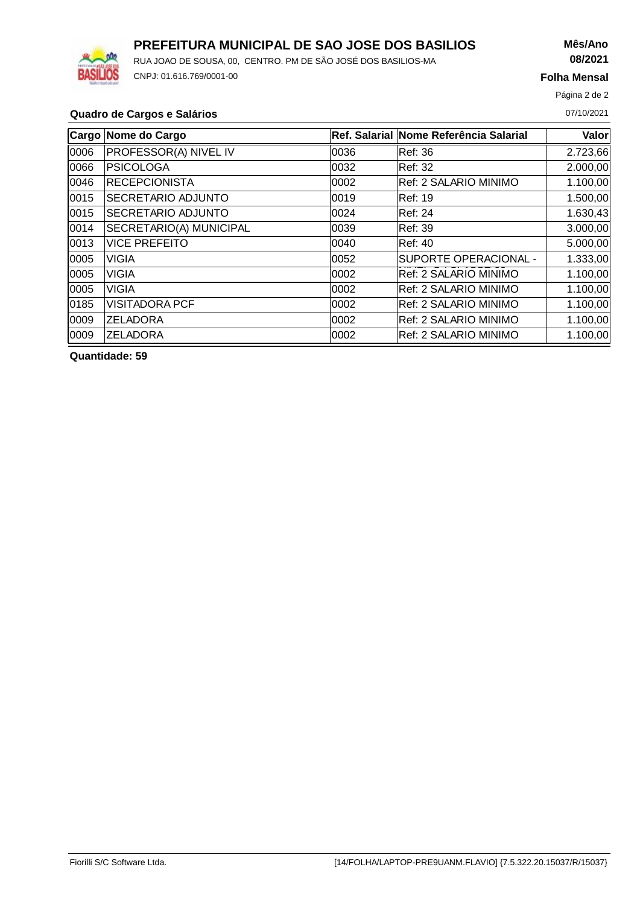# PREFEITURA MUNICIPAL DE SAO JOSE DOS BASILIOS

RUA JOAO DE SOUSA, 00, CENTRO. PM DE SÃO JOSÉ DOS BASILIOS-MA

CNPJ: 01.616.769/0001-00

**Mês/Ano**
**08/2021**

**Folha Mensal**

07/10/2021

**Quadro de Cargos e Salários**

| Cargo | Nome do Cargo | Ref. Salarial | Nome Referência Salarial | Valor |
|---|---|---|---|---|
| 0006 | PROFESSOR(A) NIVEL IV | 0036 | Ref: 36 | 2.723,66 |
| 0066 | PSICOLOGA | 0032 | Ref: 32 | 2.000,00 |
| 0046 | RECEPCIONISTA | 0002 | Ref: 2 SALARIO MINIMO | 1.100,00 |
| 0015 | SECRETARIO ADJUNTO | 0019 | Ref: 19 | 1.500,00 |
| 0015 | SECRETARIO ADJUNTO | 0024 | Ref: 24 | 1.630,43 |
| 0014 | SECRETARIO(A) MUNICIPAL | 0039 | Ref: 39 | 3.000,00 |
| 0013 | VICE PREFEITO | 0040 | Ref: 40 | 5.000,00 |
| 0005 | VIGIA | 0052 | SUPORTE OPERACIONAL - | 1.333,00 |
| 0005 | VIGIA | 0002 | Ref: 2 SALARIO MINIMO | 1.100,00 |
| 0005 | VIGIA | 0002 | Ref: 2 SALARIO MINIMO | 1.100,00 |
| 0185 | VISITADORA PCF | 0002 | Ref: 2 SALARIO MINIMO | 1.100,00 |
| 0009 | ZELADORA | 0002 | Ref: 2 SALARIO MINIMO | 1.100,00 |
| 0009 | ZELADORA | 0002 | Ref: 2 SALARIO MINIMO | 1.100,00 |

**Quantidade: 59**

Fiorilli S/C Software Ltda. [14/FOLHA/LAPTOP-PRE9UANM.FLAVIO] {7.5.322.20.15037/R/15037}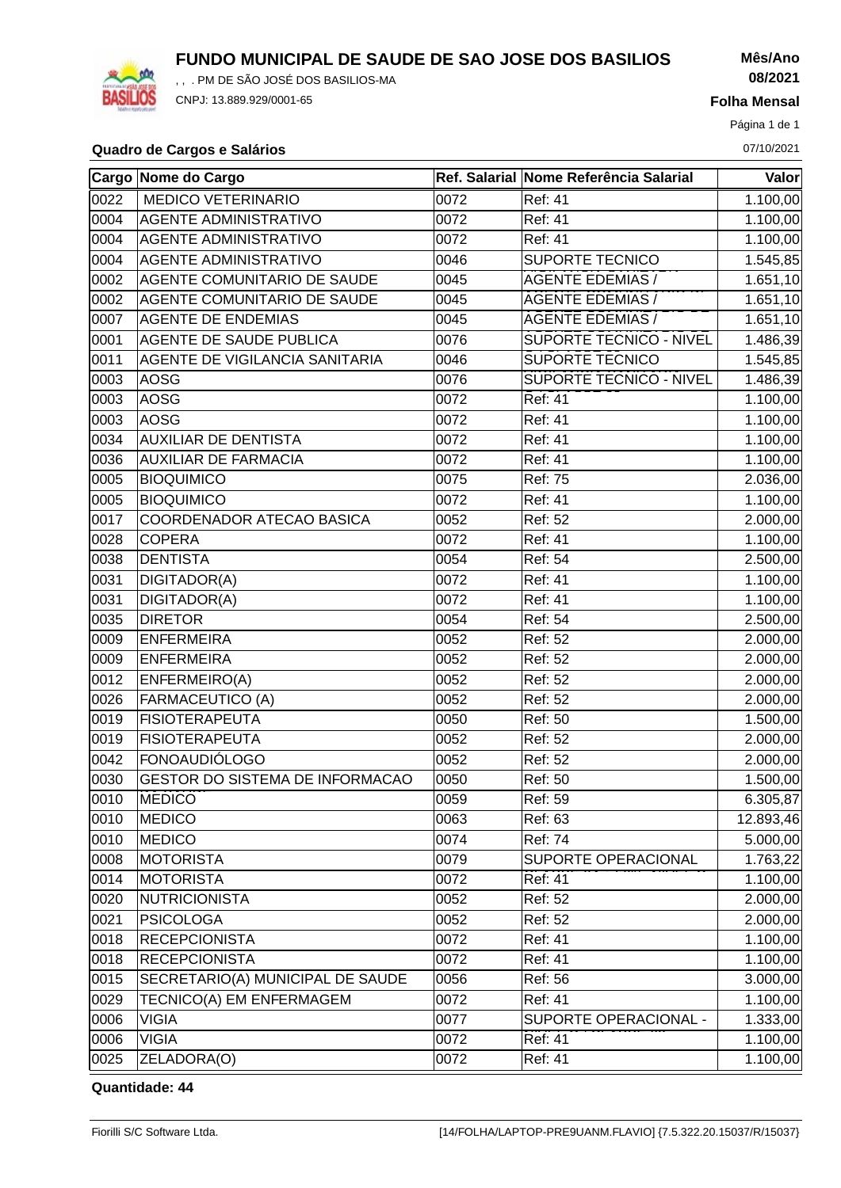# FUNDO MUNICIPAL DE SAUDE DE SAO JOSE DOS BASILIOS

, , . PM DE SÃO JOSÉ DOS BASILIOS-MA

CNPJ: 13.889.929/0001-65

**Mês/Ano**
**08/2021**

**Folha Mensal**

Página 1 de 1

**Quadro de Cargos e Salários**

07/10/2021

| Cargo | Nome do Cargo | Ref. Salarial | Nome Referência Salarial | Valor |
|---|---|---|---|---|
| 0022 | MEDICO VETERINARIO | 0072 | Ref: 41 | 1.100,00 |
| 0004 | AGENTE ADMINISTRATIVO | 0072 | Ref: 41 | 1.100,00 |
| 0004 | AGENTE ADMINISTRATIVO | 0072 | Ref: 41 | 1.100,00 |
| 0004 | AGENTE ADMINISTRATIVO | 0046 | SUPORTE TECNICO | 1.545,85 |
| 0002 | AGENTE COMUNITARIO DE SAUDE | 0045 | AGENTE EDEMIAS / | 1.651,10 |
| 0002 | AGENTE COMUNITARIO DE SAUDE | 0045 | AGENTE EDEMIAS / | 1.651,10 |
| 0007 | AGENTE DE ENDEMIAS | 0045 | AGENTE EDEMIAS / | 1.651,10 |
| 0001 | AGENTE DE SAUDE PUBLICA | 0076 | SUPORTE TECNICO - NIVEL | 1.486,39 |
| 0011 | AGENTE DE VIGILANCIA SANITARIA | 0046 | SUPORTE TECNICO | 1.545,85 |
| 0003 | AOSG | 0076 | SUPORTE TECNICO - NIVEL | 1.486,39 |
| 0003 | AOSG | 0072 | Ref: 41 | 1.100,00 |
| 0003 | AOSG | 0072 | Ref: 41 | 1.100,00 |
| 0034 | AUXILIAR DE DENTISTA | 0072 | Ref: 41 | 1.100,00 |
| 0036 | AUXILIAR DE FARMACIA | 0072 | Ref: 41 | 1.100,00 |
| 0005 | BIOQUIMICO | 0075 | Ref: 75 | 2.036,00 |
| 0005 | BIOQUIMICO | 0072 | Ref: 41 | 1.100,00 |
| 0017 | COORDENADOR ATECAO BASICA | 0052 | Ref: 52 | 2.000,00 |
| 0028 | COPERA | 0072 | Ref: 41 | 1.100,00 |
| 0038 | DENTISTA | 0054 | Ref: 54 | 2.500,00 |
| 0031 | DIGITADOR(A) | 0072 | Ref: 41 | 1.100,00 |
| 0031 | DIGITADOR(A) | 0072 | Ref: 41 | 1.100,00 |
| 0035 | DIRETOR | 0054 | Ref: 54 | 2.500,00 |
| 0009 | ENFERMEIRA | 0052 | Ref: 52 | 2.000,00 |
| 0009 | ENFERMEIRA | 0052 | Ref: 52 | 2.000,00 |
| 0012 | ENFERMEIRO(A) | 0052 | Ref: 52 | 2.000,00 |
| 0026 | FARMACEUTICO (A) | 0052 | Ref: 52 | 2.000,00 |
| 0019 | FISIOTERAPEUTA | 0050 | Ref: 50 | 1.500,00 |
| 0019 | FISIOTERAPEUTA | 0052 | Ref: 52 | 2.000,00 |
| 0042 | FONOAUDIÓLOGO | 0052 | Ref: 52 | 2.000,00 |
| 0030 | GESTOR DO SISTEMA DE INFORMACAO | 0050 | Ref: 50 | 1.500,00 |
| 0010 | MEDICO | 0059 | Ref: 59 | 6.305,87 |
| 0010 | MEDICO | 0063 | Ref: 63 | 12.893,46 |
| 0010 | MEDICO | 0074 | Ref: 74 | 5.000,00 |
| 0008 | MOTORISTA | 0079 | SUPORTE OPERACIONAL | 1.763,22 |
| 0014 | MOTORISTA | 0072 | Ref: 41 | 1.100,00 |
| 0020 | NUTRICIONISTA | 0052 | Ref: 52 | 2.000,00 |
| 0021 | PSICOLOGA | 0052 | Ref: 52 | 2.000,00 |
| 0018 | RECEPCIONISTA | 0072 | Ref: 41 | 1.100,00 |
| 0018 | RECEPCIONISTA | 0072 | Ref: 41 | 1.100,00 |
| 0015 | SECRETARIO(A) MUNICIPAL DE SAUDE | 0056 | Ref: 56 | 3.000,00 |
| 0029 | TECNICO(A) EM ENFERMAGEM | 0072 | Ref: 41 | 1.100,00 |
| 0006 | VIGIA | 0077 | SUPORTE OPERACIONAL - | 1.333,00 |
| 0006 | VIGIA | 0072 | Ref: 41 | 1.100,00 |
| 0025 | ZELADORA(O) | 0072 | Ref: 41 | 1.100,00 |

**Quantidade: 44**

Fiorilli S/C Software Ltda. [14/FOLHA/LAPTOP-PRE9UANM.FLAVIO] {7.5.322.20.15037/R/15037}